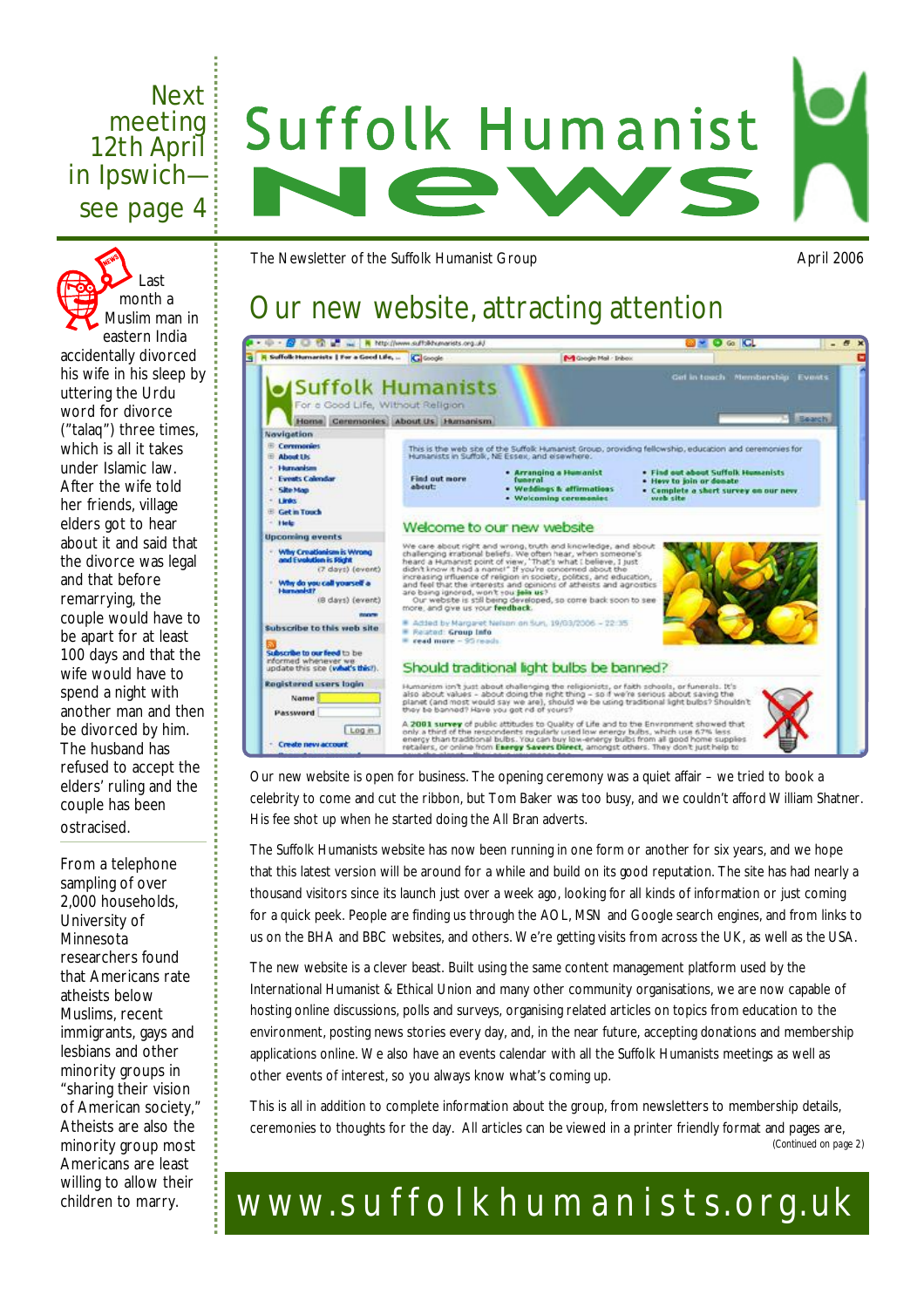Next meeting 12th April in Ipswich—see page 4

# Suffolk Humanist News

The Newsletter of the Suffolk Humanist Group

April 2006

## Our new website, attracting attention

Our new website is open for business. The opening ceremony was a quiet affair – we tried to book a celebrity to come and cut the ribbon, but Tom Baker was too busy, and we couldn't afford William Shatner. His fee shot up when he started doing the All Bran adverts.

The Suffolk Humanists website has now been running in one form or another for six years, and we hope that this latest version will be around for a while and build on its good reputation. The site has had nearly a thousand visitors since its launch just over a week ago, looking for all kinds of information or just coming for a quick peek. People are finding us through the AOL, MSN and Google search engines, and from links to us on the BHA and BBC websites, and others. We're getting visits from across the UK, as well as the USA.

The new website is a clever beast. Built using the same content management platform used by the International Humanist & Ethical Union and many other community organisations, we are now capable of hosting online discussions, polls and surveys, organising related articles on topics from education to the environment, posting news stories every day, and, in the near future, accepting donations and membership applications online. We also have an events calendar with all the Suffolk Humanists meetings as well as other events of interest, so you always know what's coming up.

This is all in addition to complete information about the group, from newsletters to membership details, ceremonies to thoughts for the day. All articles can be viewed in a printer friendly format and pages are,

(Continued on page 2)

---

Last month a Muslim man in eastern India accidentally divorced his wife in his sleep by uttering the Urdu word for divorce ("talaq") three times, which is all it takes under Islamic law. After the wife told her friends, village elders got to hear about it and said that the divorce was legal and that before remarrying, the couple would have to be apart for at least 100 days and that the wife would have to spend a night with another man and then be divorced by him. The husband has refused to accept the elders' ruling and the couple has been ostracised.

From a telephone sampling of over 2,000 households, University of Minnesota researchers found that Americans rate atheists below Muslims, recent immigrants, gays and lesbians and other minority groups in "sharing their vision of American society." Atheists are also the minority group most Americans are least willing to allow their children to marry.

www.suffolkhumanists.org.uk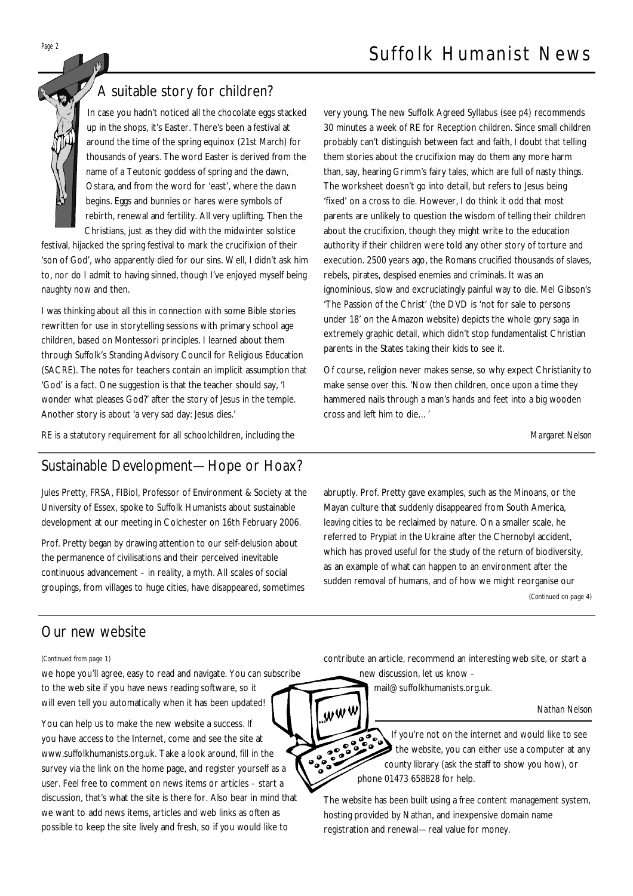## A suitable story for children?

In case you hadn't noticed all the chocolate eggs stacked up in the shops, it's Easter. There's been a festival at around the time of the spring equinox (21st March) for thousands of years. The word Easter is derived from the name of a Teutonic goddess of spring and the dawn, Ostara, and from the word for 'east', where the dawn begins. Eggs and bunnies or hares were symbols of rebirth, renewal and fertility. All very uplifting. Then the Christians, just as they did with the midwinter solstice festival, hijacked the spring festival to mark the crucifixion of their 'son of God', who apparently died for our sins. Well, I didn't ask him to, nor do I admit to having sinned, though I've enjoyed myself being naughty now and then.

I was thinking about all this in connection with some Bible stories rewritten for use in storytelling sessions with primary school age children, based on Montessori principles. I learned about them through Suffolk's Standing Advisory Council for Religious Education (SACRE). The notes for teachers contain an implicit assumption that 'God' is a fact. One suggestion is that the teacher should say, 'I wonder what pleases God?' after the story of Jesus in the temple. Another story is about 'a very sad day: Jesus dies.'

RE is a statutory requirement for all schoolchildren, including the very young. The new Suffolk Agreed Syllabus (see p4) recommends 30 minutes a week of RE for Reception children. Since small children probably can't distinguish between fact and faith, I doubt that telling them stories about the crucifixion may do them any more harm than, say, hearing Grimm's fairy tales, which are full of nasty things. The worksheet doesn't go into detail, but refers to Jesus being 'fixed' on a cross to die. However, I do think it odd that most parents are unlikely to question the wisdom of telling their children about the crucifixion, though they might write to the education authority if their children were told any other story of torture and execution. 2500 years ago, the Romans crucified thousands of slaves, rebels, pirates, despised enemies and criminals. It was an ignominious, slow and excruciatingly painful way to die. Mel Gibson's 'The Passion of the Christ' (the DVD is 'not for sale to persons under 18' on the Amazon website) depicts the whole gory saga in extremely graphic detail, which didn't stop fundamentalist Christian parents in the States taking their kids to see it.

Of course, religion never makes sense, so why expect Christianity to make sense over this. 'Now then children, once upon a time they hammered nails through a man's hands and feet into a big wooden cross and left him to die…'

*Margaret Nelson*

## Sustainable Development—Hope or Hoax?

Jules Pretty, FRSA, FIBiol, Professor of Environment & Society at the University of Essex, spoke to Suffolk Humanists about sustainable development at our meeting in Colchester on 16th February 2006.

Prof. Pretty began by drawing attention to our self-delusion about the permanence of civilisations and their perceived inevitable continuous advancement – in reality, a myth. All scales of social groupings, from villages to huge cities, have disappeared, sometimes abruptly. Prof. Pretty gave examples, such as the Minoans, or the Mayan culture that suddenly disappeared from South America, leaving cities to be reclaimed by nature. On a smaller scale, he referred to Prypiat in the Ukraine after the Chernobyl accident, which has proved useful for the study of the return of biodiversity, as an example of what can happen to an environment after the sudden removal of humans, and of how we might reorganise our

*(Continued on page 4)*

## Our new website

*(Continued from page 1)*

we hope you'll agree, easy to read and navigate. You can subscribe to the web site if you have news reading software, so it will even tell you automatically when it has been updated!

You can help us to make the new website a success. If you have access to the Internet, come and see the site at www.suffolkhumanists.org.uk. Take a look around, fill in the survey via the link on the home page, and register yourself as a user. Feel free to comment on news items or articles – start a discussion, that's what the site is there for. Also bear in mind that we want to add news items, articles and web links as often as possible to keep the site lively and fresh, so if you would like to contribute an article, recommend an interesting web site, or start a new discussion, let us know – mail@suffolkhumanists.org.uk.

*Nathan Nelson*

If you're not on the internet and would like to see the website, you can either use a computer at any county library (ask the staff to show you how), or phone 01473 658828 for help.

The website has been built using a free content management system, hosting provided by Nathan, and inexpensive domain name registration and renewal—real value for money.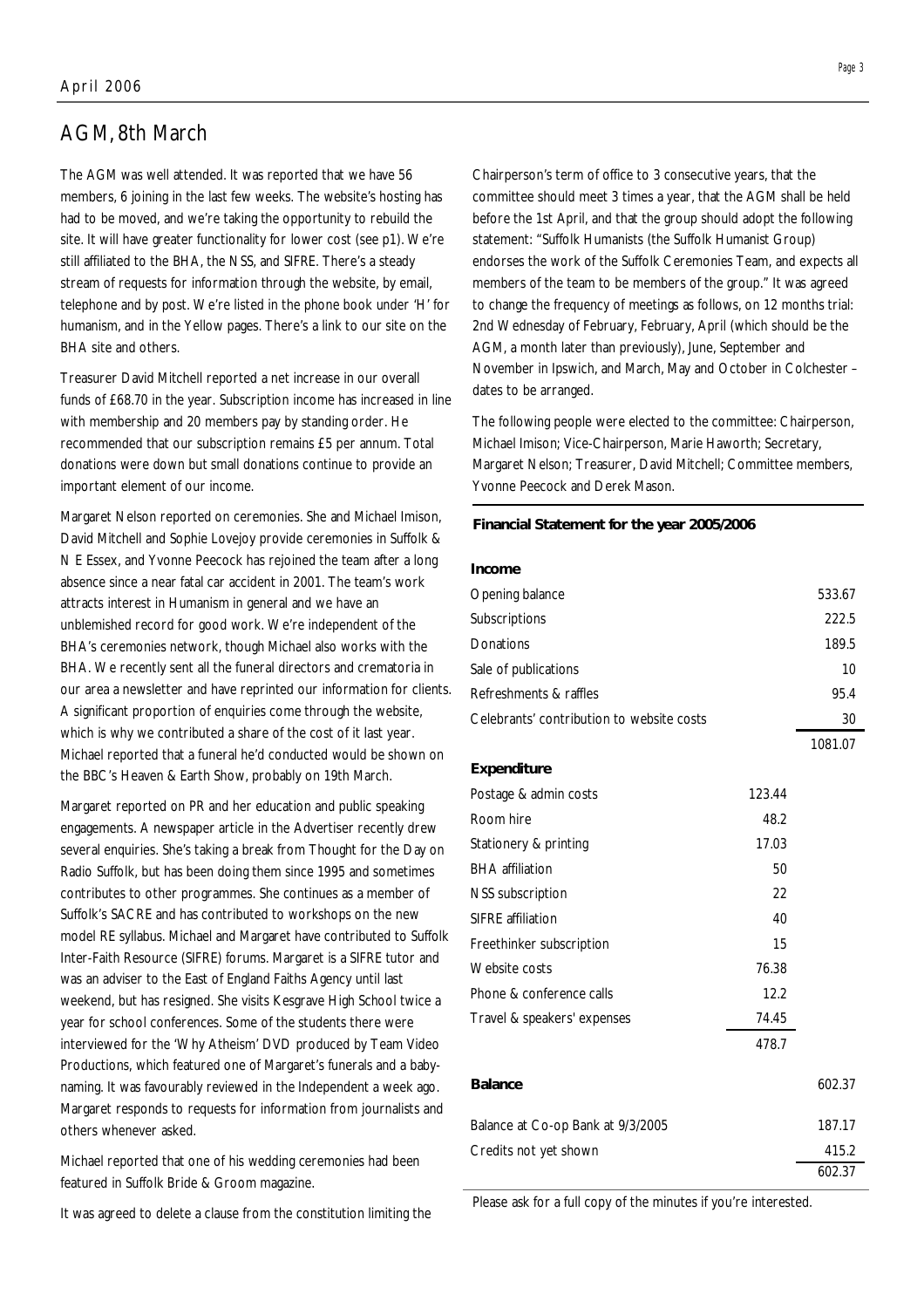## AGM, 8th March

The AGM was well attended. It was reported that we have 56 members, 6 joining in the last few weeks. The website's hosting has had to be moved, and we're taking the opportunity to rebuild the site. It will have greater functionality for lower cost (see p1). We're still affiliated to the BHA, the NSS, and SIFRE. There's a steady stream of requests for information through the website, by email, telephone and by post. We're listed in the phone book under 'H' for humanism, and in the Yellow pages. There's a link to our site on the BHA site and others.

Treasurer David Mitchell reported a net increase in our overall funds of £68.70 in the year. Subscription income has increased in line with membership and 20 members pay by standing order. He recommended that our subscription remains £5 per annum. Total donations were down but small donations continue to provide an important element of our income.

Margaret Nelson reported on ceremonies. She and Michael Imison, David Mitchell and Sophie Lovejoy provide ceremonies in Suffolk & N E Essex, and Yvonne Peecock has rejoined the team after a long absence since a near fatal car accident in 2001. The team's work attracts interest in Humanism in general and we have an unblemished record for good work. We're independent of the BHA's ceremonies network, though Michael also works with the BHA. We recently sent all the funeral directors and crematoria in our area a newsletter and have reprinted our information for clients. A significant proportion of enquiries come through the website, which is why we contributed a share of the cost of it last year. Michael reported that a funeral he'd conducted would be shown on the BBC's Heaven & Earth Show, probably on 19th March.

Margaret reported on PR and her education and public speaking engagements. A newspaper article in the Advertiser recently drew several enquiries. She's taking a break from Thought for the Day on Radio Suffolk, but has been doing them since 1995 and sometimes contributes to other programmes. She continues as a member of Suffolk's SACRE and has contributed to workshops on the new model RE syllabus. Michael and Margaret have contributed to Suffolk Inter-Faith Resource (SIFRE) forums. Margaret is a SIFRE tutor and was an adviser to the East of England Faiths Agency until last weekend, but has resigned. She visits Kesgrave High School twice a year for school conferences. Some of the students there were interviewed for the 'Why Atheism' DVD produced by Team Video Productions, which featured one of Margaret's funerals and a baby-naming. It was favourably reviewed in the Independent a week ago. Margaret responds to requests for information from journalists and others whenever asked.

Michael reported that one of his wedding ceremonies had been featured in Suffolk Bride & Groom magazine.

It was agreed to delete a clause from the constitution limiting the Chairperson's term of office to 3 consecutive years, that the committee should meet 3 times a year, that the AGM shall be held before the 1st April, and that the group should adopt the following statement: "Suffolk Humanists (the Suffolk Humanist Group) endorses the work of the Suffolk Ceremonies Team, and expects all members of the team to be members of the group." It was agreed to change the frequency of meetings as follows, on 12 months trial: 2nd Wednesday of February, February, April (which should be the AGM, a month later than previously), June, September and November in Ipswich, and March, May and October in Colchester – dates to be arranged.

The following people were elected to the committee: Chairperson, Michael Imison; Vice-Chairperson, Marie Haworth; Secretary, Margaret Nelson; Treasurer, David Mitchell; Committee members, Yvonne Peecock and Derek Mason.

**Financial Statement for the year 2005/2006**

| | | |
|---|---|---|
| **Income** | | |
| Opening balance | | 533.67 |
| Subscriptions | | 222.5 |
| Donations | | 189.5 |
| Sale of publications | | 10 |
| Refreshments & raffles | | 95.4 |
| Celebrants' contribution to website costs | | 30 |
| | | 1081.07 |
| **Expenditure** | | |
| Postage & admin costs | 123.44 | |
| Room hire | 48.2 | |
| Stationery & printing | 17.03 | |
| BHA affiliation | 50 | |
| NSS subscription | 22 | |
| SIFRE affiliation | 40 | |
| Freethinker subscription | 15 | |
| Website costs | 76.38 | |
| Phone & conference calls | 12.2 | |
| Travel & speakers' expenses | 74.45 | |
| | 478.7 | |
| **Balance** | | 602.37 |
| Balance at Co-op Bank at 9/3/2005 | | 187.17 |
| Credits not yet shown | | 415.2 |
| | | 602.37 |

Please ask for a full copy of the minutes if you're interested.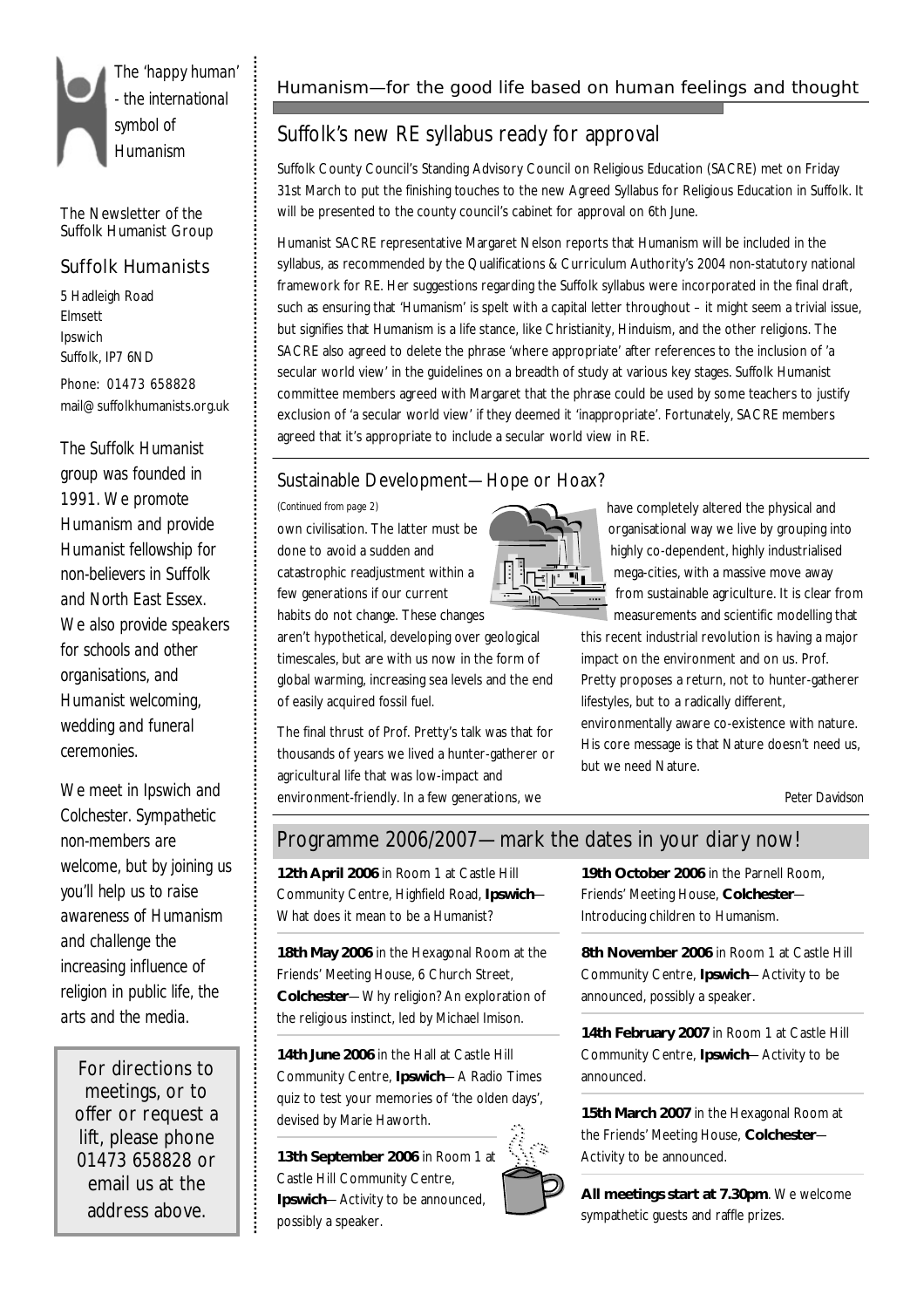The 'happy human' - the international symbol of Humanism

The Newsletter of the Suffolk Humanist Group

## Suffolk Humanists

5 Hadleigh Road
Elmsett
Ipswich
Suffolk, IP7 6ND

Phone: 01473 658828
mail@suffolkhumanists.org.uk

*The Suffolk Humanist group was founded in 1991. We promote Humanism and provide Humanist fellowship for non-believers in Suffolk and North East Essex. We also provide speakers for schools and other organisations, and Humanist welcoming, wedding and funeral ceremonies.*

*We meet in Ipswich and Colchester. Sympathetic non-members are welcome, but by joining us you'll help us to raise awareness of Humanism and challenge the increasing influence of religion in public life, the arts and the media.*

For directions to meetings, or to offer or request a lift, please phone 01473 658828 or email us at the address above.

Humanism—for the good life based on human feelings and thought

## Suffolk's new RE syllabus ready for approval

Suffolk County Council's Standing Advisory Council on Religious Education (SACRE) met on Friday 31st March to put the finishing touches to the new Agreed Syllabus for Religious Education in Suffolk. It will be presented to the county council's cabinet for approval on 6th June.

Humanist SACRE representative Margaret Nelson reports that Humanism will be included in the syllabus, as recommended by the Qualifications & Curriculum Authority's 2004 non-statutory national framework for RE. Her suggestions regarding the Suffolk syllabus were incorporated in the final draft, such as ensuring that 'Humanism' is spelt with a capital letter throughout – it might seem a trivial issue, but signifies that Humanism is a life stance, like Christianity, Hinduism, and the other religions. The SACRE also agreed to delete the phrase 'where appropriate' after references to the inclusion of 'a secular world view' in the guidelines on a breadth of study at various key stages. Suffolk Humanist committee members agreed with Margaret that the phrase could be used by some teachers to justify exclusion of 'a secular world view' if they deemed it 'inappropriate'. Fortunately, SACRE members agreed that it's appropriate to include a secular world view in RE.

## Sustainable Development—Hope or Hoax?

*(Continued from page 2)*

own civilisation. The latter must be done to avoid a sudden and catastrophic readjustment within a few generations if our current habits do not change. These changes aren't hypothetical, developing over geological timescales, but are with us now in the form of global warming, increasing sea levels and the end of easily acquired fossil fuel.

The final thrust of Prof. Pretty's talk was that for thousands of years we lived a hunter-gatherer or agricultural life that was low-impact and environment-friendly. In a few generations, we have completely altered the physical and organisational way we live by grouping into highly co-dependent, highly industrialised mega-cities, with a massive move away from sustainable agriculture. It is clear from measurements and scientific modelling that this recent industrial revolution is having a major impact on the environment and on us. Prof. Pretty proposes a return, not to hunter-gatherer lifestyles, but to a radically different, environmentally aware co-existence with nature. His core message is that Nature doesn't need us, but we need Nature.

*Peter Davidson*

## Programme 2006/2007—mark the dates in your diary now!

**12th April 2006** in Room 1 at Castle Hill Community Centre, Highfield Road, **Ipswich**—What does it mean to be a Humanist?

**18th May 2006** in the Hexagonal Room at the Friends' Meeting House, 6 Church Street, **Colchester**—Why religion? An exploration of the religious instinct, led by Michael Imison.

**14th June 2006** in the Hall at Castle Hill Community Centre, **Ipswich**—A Radio Times quiz to test your memories of 'the olden days', devised by Marie Haworth.

**13th September 2006** in Room 1 at Castle Hill Community Centre, **Ipswich**—Activity to be announced, possibly a speaker.

**19th October 2006** in the Parnell Room, Friends' Meeting House, **Colchester**—Introducing children to Humanism.

**8th November 2006** in Room 1 at Castle Hill Community Centre, **Ipswich**—Activity to be announced, possibly a speaker.

**14th February 2007** in Room 1 at Castle Hill Community Centre, **Ipswich**—Activity to be announced.

**15th March 2007** in the Hexagonal Room at the Friends' Meeting House, **Colchester**—Activity to be announced.

**All meetings start at 7.30pm**. We welcome sympathetic guests and raffle prizes.